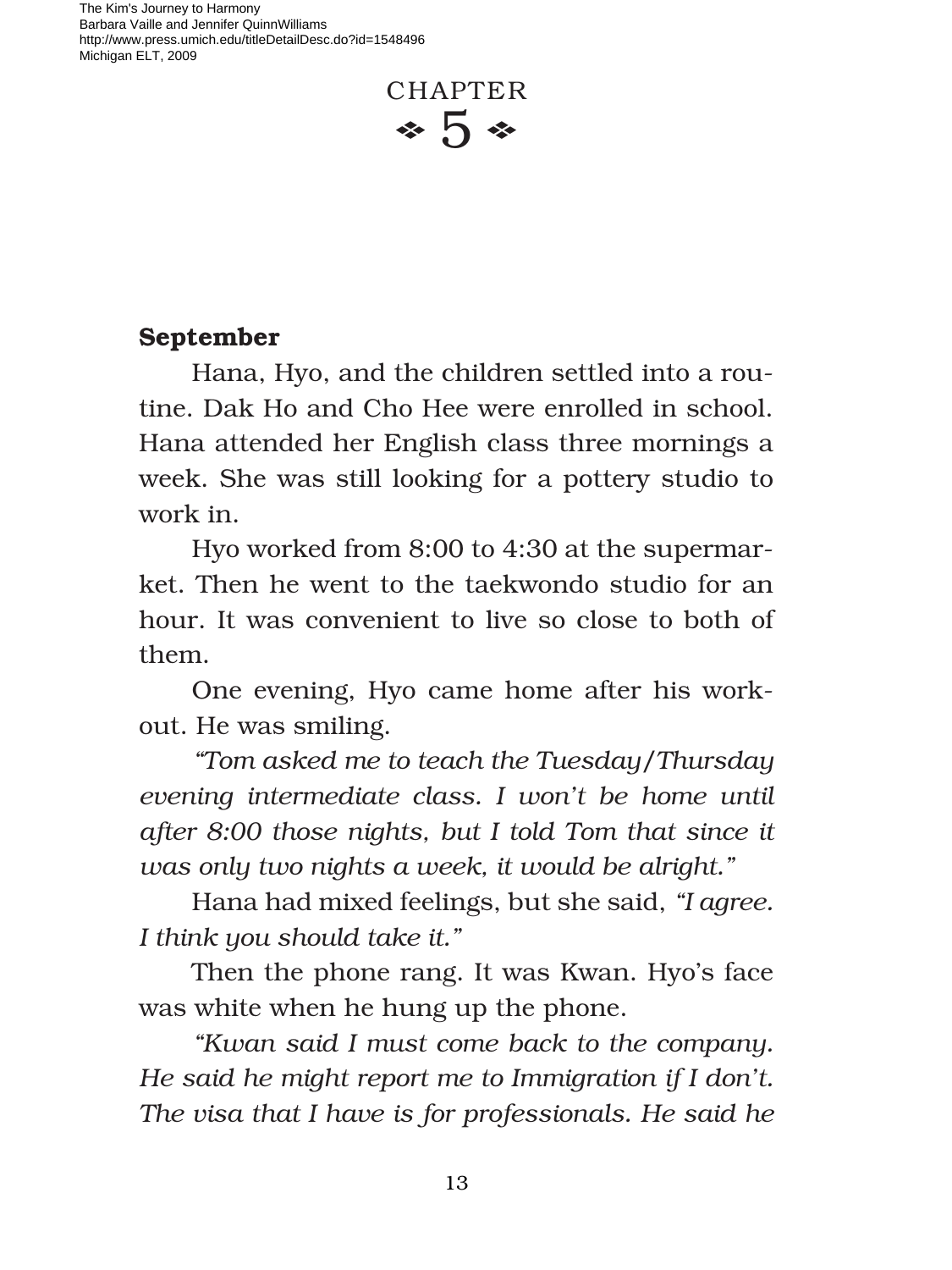# CHAPTER 5

### September

Hana, Hyo, and the children settled into a routine. Dak Ho and Cho Hee were enrolled in school. Hana attended her English class three mornings a week. She was still looking for a pottery studio to work in.

Hyo worked from 8:00 to 4:30 at the supermarket. Then he went to the taekwondo studio for an hour. It was convenient to live so close to both of them.

One evening, Hyo came home after his workout. He was smiling.

*"Tom asked me to teach the Tuesday/Thursday evening intermediate class. I won't be home until after 8:00 those nights, but I told Tom that since it was only two nights a week, it would be alright."*

Hana had mixed feelings, but she said, *"I agree. I think you should take it."*

Then the phone rang. It was Kwan. Hyo's face was white when he hung up the phone.

*"Kwan said I must come back to the company. He said he might report me to Immigration if I don't. The visa that I have is for professionals. He said he*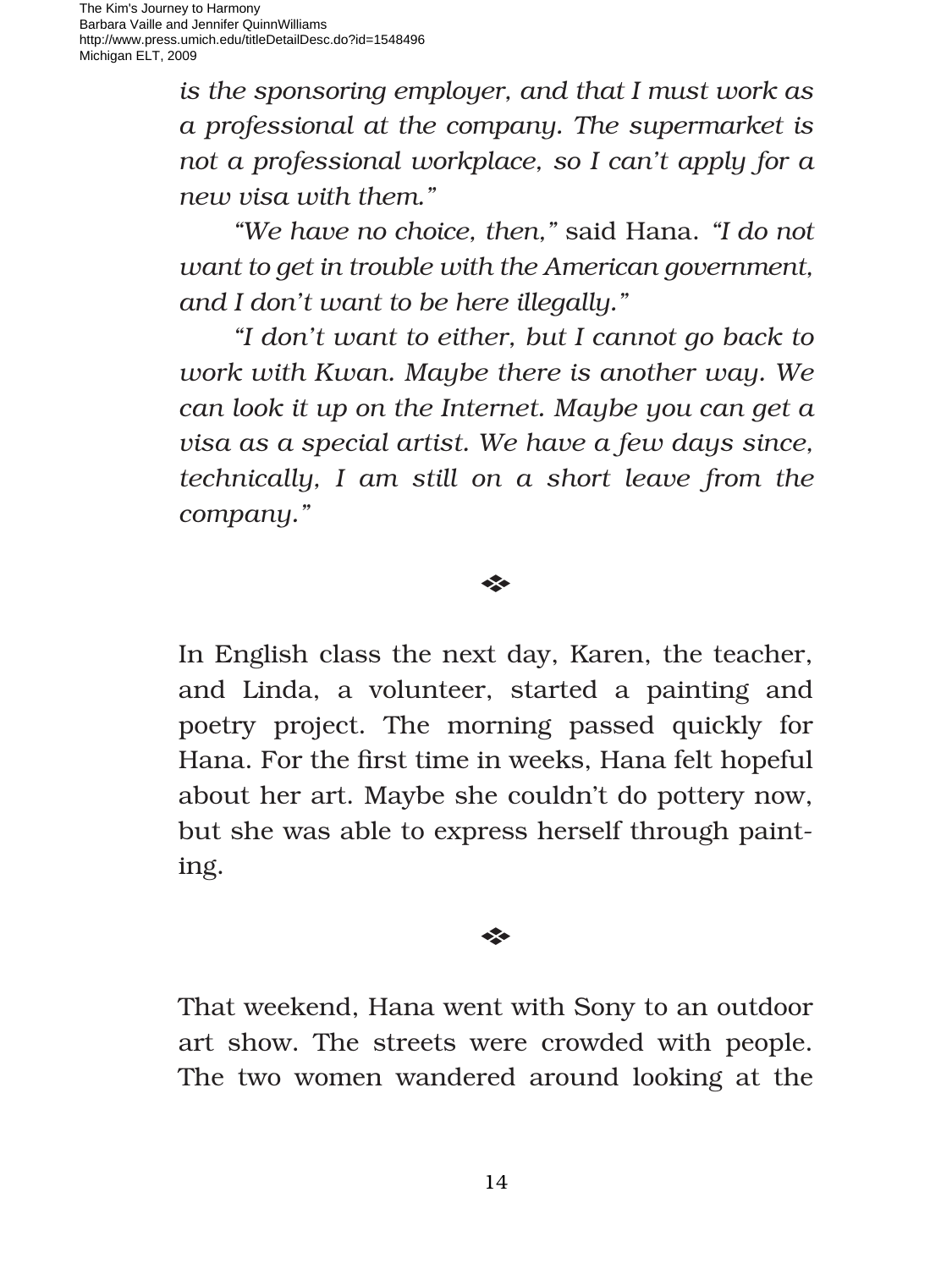*is the sponsoring employer, and that I must work as a professional at the company. The supermarket is not a professional workplace, so I can't apply for a new visa with them."*

*"We have no choice, then,"* said Hana. *"I do not want to get in trouble with the American government, and I don't want to be here illegally."*

*"I don't want to either, but I cannot go back to work with Kwan. Maybe there is another way. We can look it up on the Internet. Maybe you can get a visa as a special artist. We have a few days since, technically, I am still on a short leave from the company."*

❖

In English class the next day, Karen, the teacher, and Linda, a volunteer, started a painting and poetry project. The morning passed quickly for Hana. For the first time in weeks, Hana felt hopeful about her art. Maybe she couldn't do pottery now, but she was able to express herself through painting.

❖

That weekend, Hana went with Sony to an outdoor art show. The streets were crowded with people. The two women wandered around looking at the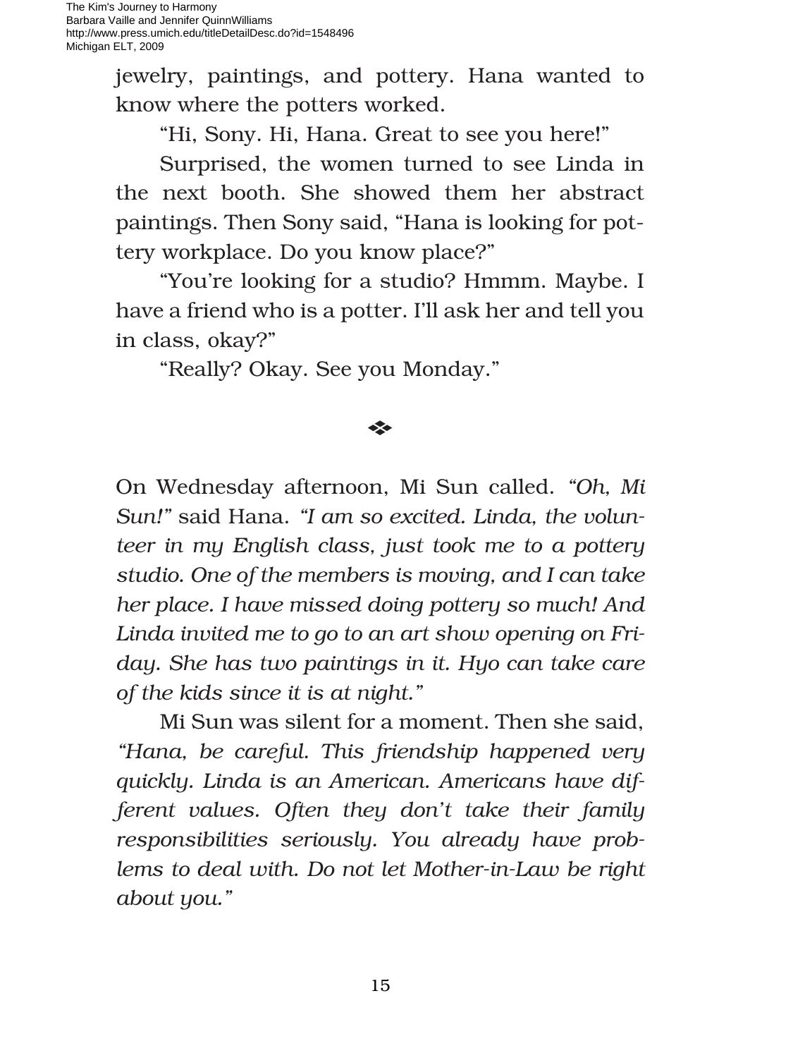jewelry, paintings, and pottery. Hana wanted to know where the potters worked.

"Hi, Sony. Hi, Hana. Great to see you here!"

Surprised, the women turned to see Linda in the next booth. She showed them her abstract paintings. Then Sony said, "Hana is looking for pottery workplace. Do you know place?"

"You're looking for a studio? Hmmm. Maybe. I have a friend who is a potter. I'll ask her and tell you in class, okay?"

"Really? Okay. See you Monday."

❖

On Wednesday afternoon, Mi Sun called. *"Oh, Mi Sun!"* said Hana. *"I am so excited. Linda, the volunteer in my English class, just took me to a pottery studio. One of the members is moving, and I can take her place. I have missed doing pottery so much! And Linda invited me to go to an art show opening on Friday. She has two paintings in it. Hyo can take care of the kids since it is at night."*

Mi Sun was silent for a moment. Then she said, *"Hana, be careful. This friendship happened very quickly. Linda is an American. Americans have different values. Often they don't take their family responsibilities seriously. You already have problems to deal with. Do not let Mother-in-Law be right about you."*